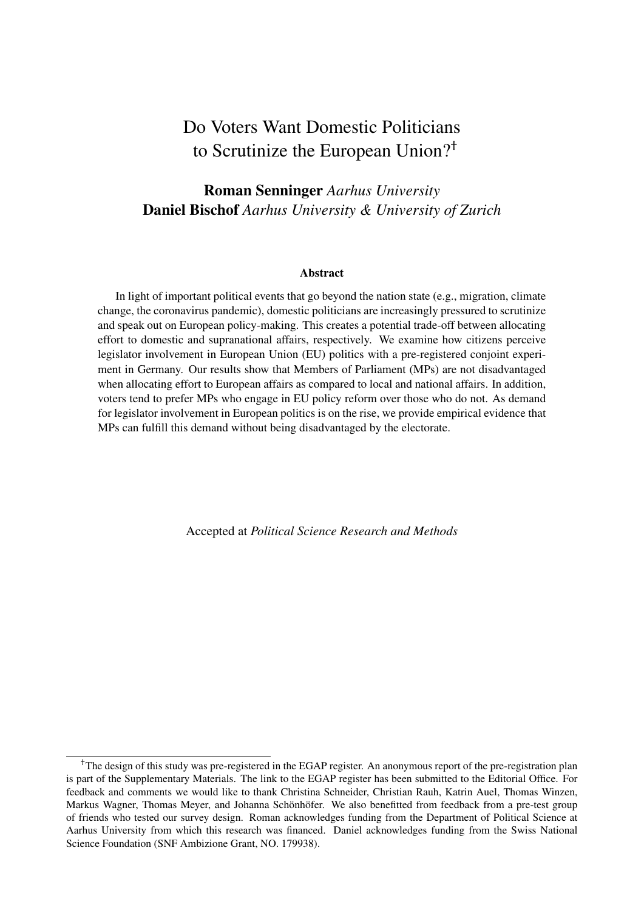# Do Voters Want Domestic Politicians to Scrutinize the European Union?[†]

**Roman Senninger** *Aarhus University*
**Daniel Bischof** *Aarhus University & University of Zurich*

**Abstract**

In light of important political events that go beyond the nation state (e.g., migration, climate change, the coronavirus pandemic), domestic politicians are increasingly pressured to scrutinize and speak out on European policy-making. This creates a potential trade-off between allocating effort to domestic and supranational affairs, respectively. We examine how citizens perceive legislator involvement in European Union (EU) politics with a pre-registered conjoint experiment in Germany. Our results show that Members of Parliament (MPs) are not disadvantaged when allocating effort to European affairs as compared to local and national affairs. In addition, voters tend to prefer MPs who engage in EU policy reform over those who do not. As demand for legislator involvement in European politics is on the rise, we provide empirical evidence that MPs can fulfill this demand without being disadvantaged by the electorate.

Accepted at *Political Science Research and Methods*

[†]The design of this study was pre-registered in the EGAP register. An anonymous report of the pre-registration plan is part of the Supplementary Materials. The link to the EGAP register has been submitted to the Editorial Office. For feedback and comments we would like to thank Christina Schneider, Christian Rauh, Katrin Auel, Thomas Winzen, Markus Wagner, Thomas Meyer, and Johanna Schönhöfer. We also benefitted from feedback from a pre-test group of friends who tested our survey design. Roman acknowledges funding from the Department of Political Science at Aarhus University from which this research was financed. Daniel acknowledges funding from the Swiss National Science Foundation (SNF Ambizione Grant, NO. 179938).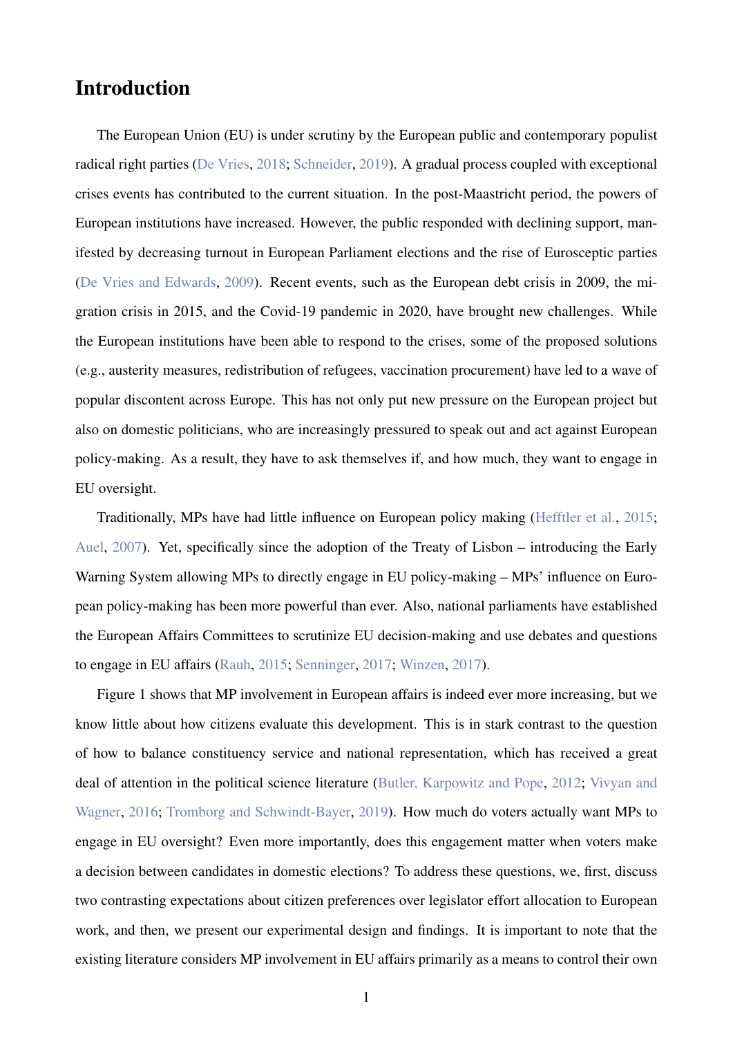# Introduction

The European Union (EU) is under scrutiny by the European public and contemporary populist radical right parties (De Vries, 2018; Schneider, 2019). A gradual process coupled with exceptional crises events has contributed to the current situation. In the post-Maastricht period, the powers of European institutions have increased. However, the public responded with declining support, manifested by decreasing turnout in European Parliament elections and the rise of Eurosceptic parties (De Vries and Edwards, 2009). Recent events, such as the European debt crisis in 2009, the migration crisis in 2015, and the Covid-19 pandemic in 2020, have brought new challenges. While the European institutions have been able to respond to the crises, some of the proposed solutions (e.g., austerity measures, redistribution of refugees, vaccination procurement) have led to a wave of popular discontent across Europe. This has not only put new pressure on the European project but also on domestic politicians, who are increasingly pressured to speak out and act against European policy-making. As a result, they have to ask themselves if, and how much, they want to engage in EU oversight.

Traditionally, MPs have had little influence on European policy making (Hefftler et al., 2015; Auel, 2007). Yet, specifically since the adoption of the Treaty of Lisbon – introducing the Early Warning System allowing MPs to directly engage in EU policy-making – MPs' influence on European policy-making has been more powerful than ever. Also, national parliaments have established the European Affairs Committees to scrutinize EU decision-making and use debates and questions to engage in EU affairs (Rauh, 2015; Senninger, 2017; Winzen, 2017).

Figure 1 shows that MP involvement in European affairs is indeed ever more increasing, but we know little about how citizens evaluate this development. This is in stark contrast to the question of how to balance constituency service and national representation, which has received a great deal of attention in the political science literature (Butler, Karpowitz and Pope, 2012; Vivyan and Wagner, 2016; Tromborg and Schwindt-Bayer, 2019). How much do voters actually want MPs to engage in EU oversight? Even more importantly, does this engagement matter when voters make a decision between candidates in domestic elections? To address these questions, we, first, discuss two contrasting expectations about citizen preferences over legislator effort allocation to European work, and then, we present our experimental design and findings. It is important to note that the existing literature considers MP involvement in EU affairs primarily as a means to control their own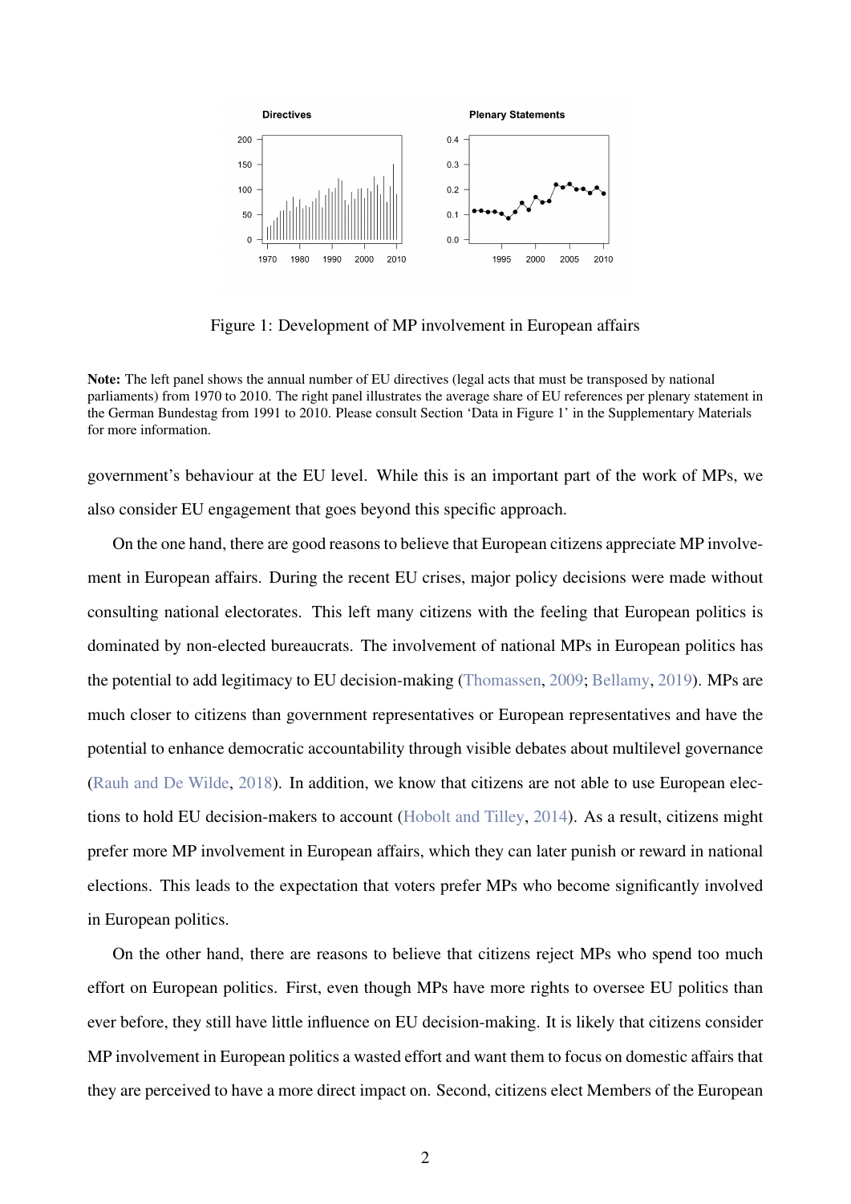Figure 1: Development of MP involvement in European affairs

**Note:** The left panel shows the annual number of EU directives (legal acts that must be transposed by national parliaments) from 1970 to 2010. The right panel illustrates the average share of EU references per plenary statement in the German Bundestag from 1991 to 2010. Please consult Section 'Data in Figure 1' in the Supplementary Materials for more information.

government's behaviour at the EU level. While this is an important part of the work of MPs, we also consider EU engagement that goes beyond this specific approach.

On the one hand, there are good reasons to believe that European citizens appreciate MP involvement in European affairs. During the recent EU crises, major policy decisions were made without consulting national electorates. This left many citizens with the feeling that European politics is dominated by non-elected bureaucrats. The involvement of national MPs in European politics has the potential to add legitimacy to EU decision-making (Thomassen, 2009; Bellamy, 2019). MPs are much closer to citizens than government representatives or European representatives and have the potential to enhance democratic accountability through visible debates about multilevel governance (Rauh and De Wilde, 2018). In addition, we know that citizens are not able to use European elections to hold EU decision-makers to account (Hobolt and Tilley, 2014). As a result, citizens might prefer more MP involvement in European affairs, which they can later punish or reward in national elections. This leads to the expectation that voters prefer MPs who become significantly involved in European politics.

On the other hand, there are reasons to believe that citizens reject MPs who spend too much effort on European politics. First, even though MPs have more rights to oversee EU politics than ever before, they still have little influence on EU decision-making. It is likely that citizens consider MP involvement in European politics a wasted effort and want them to focus on domestic affairs that they are perceived to have a more direct impact on. Second, citizens elect Members of the European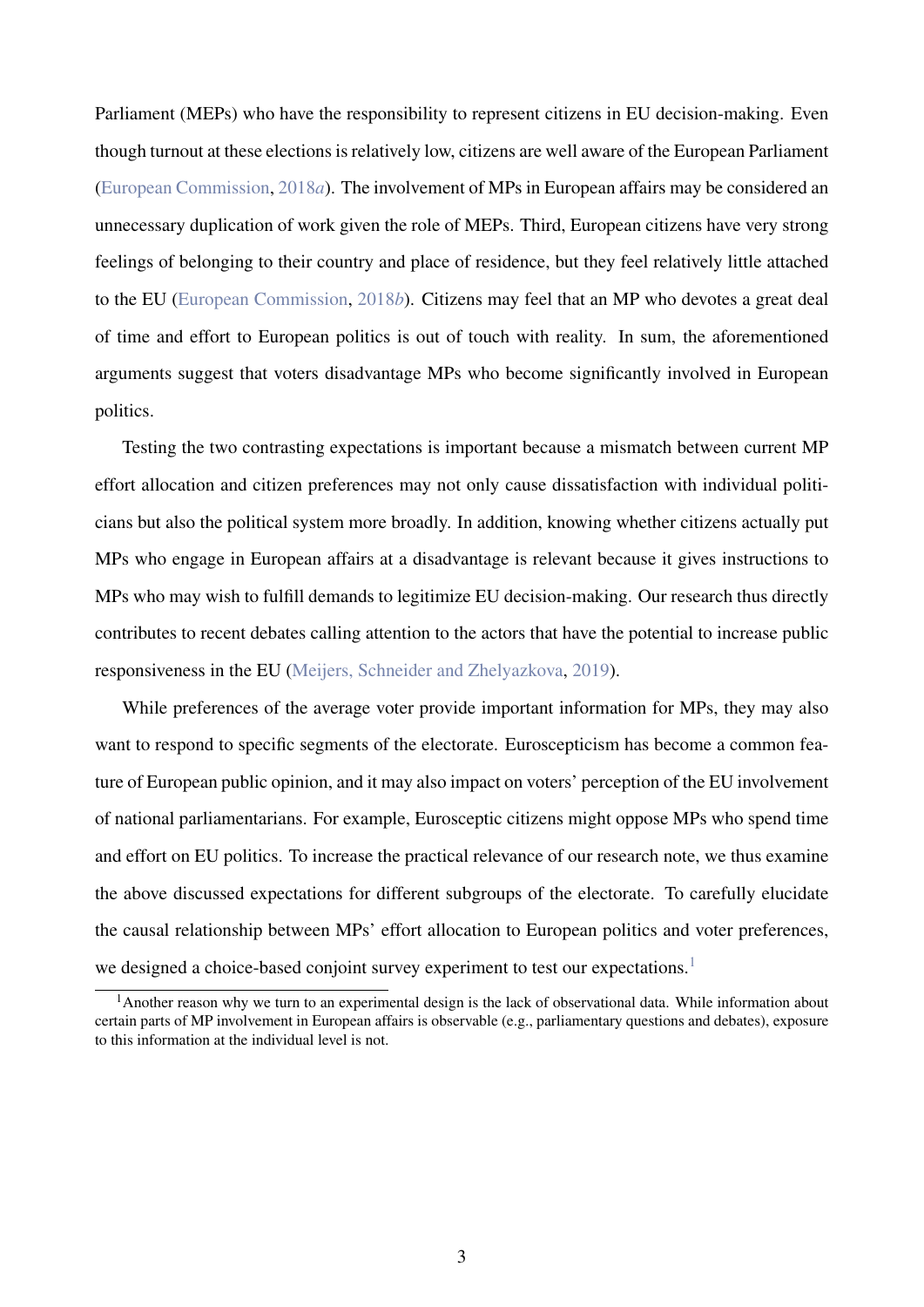Parliament (MEPs) who have the responsibility to represent citizens in EU decision-making. Even though turnout at these elections is relatively low, citizens are well aware of the European Parliament (European Commission, 2018*a*). The involvement of MPs in European affairs may be considered an unnecessary duplication of work given the role of MEPs. Third, European citizens have very strong feelings of belonging to their country and place of residence, but they feel relatively little attached to the EU (European Commission, 2018*b*). Citizens may feel that an MP who devotes a great deal of time and effort to European politics is out of touch with reality. In sum, the aforementioned arguments suggest that voters disadvantage MPs who become significantly involved in European politics.

Testing the two contrasting expectations is important because a mismatch between current MP effort allocation and citizen preferences may not only cause dissatisfaction with individual politicians but also the political system more broadly. In addition, knowing whether citizens actually put MPs who engage in European affairs at a disadvantage is relevant because it gives instructions to MPs who may wish to fulfill demands to legitimize EU decision-making. Our research thus directly contributes to recent debates calling attention to the actors that have the potential to increase public responsiveness in the EU (Meijers, Schneider and Zhelyazkova, 2019).

While preferences of the average voter provide important information for MPs, they may also want to respond to specific segments of the electorate. Euroscepticism has become a common feature of European public opinion, and it may also impact on voters' perception of the EU involvement of national parliamentarians. For example, Eurosceptic citizens might oppose MPs who spend time and effort on EU politics. To increase the practical relevance of our research note, we thus examine the above discussed expectations for different subgroups of the electorate. To carefully elucidate the causal relationship between MPs' effort allocation to European politics and voter preferences, we designed a choice-based conjoint survey experiment to test our expectations.[1]

[1]Another reason why we turn to an experimental design is the lack of observational data. While information about certain parts of MP involvement in European affairs is observable (e.g., parliamentary questions and debates), exposure to this information at the individual level is not.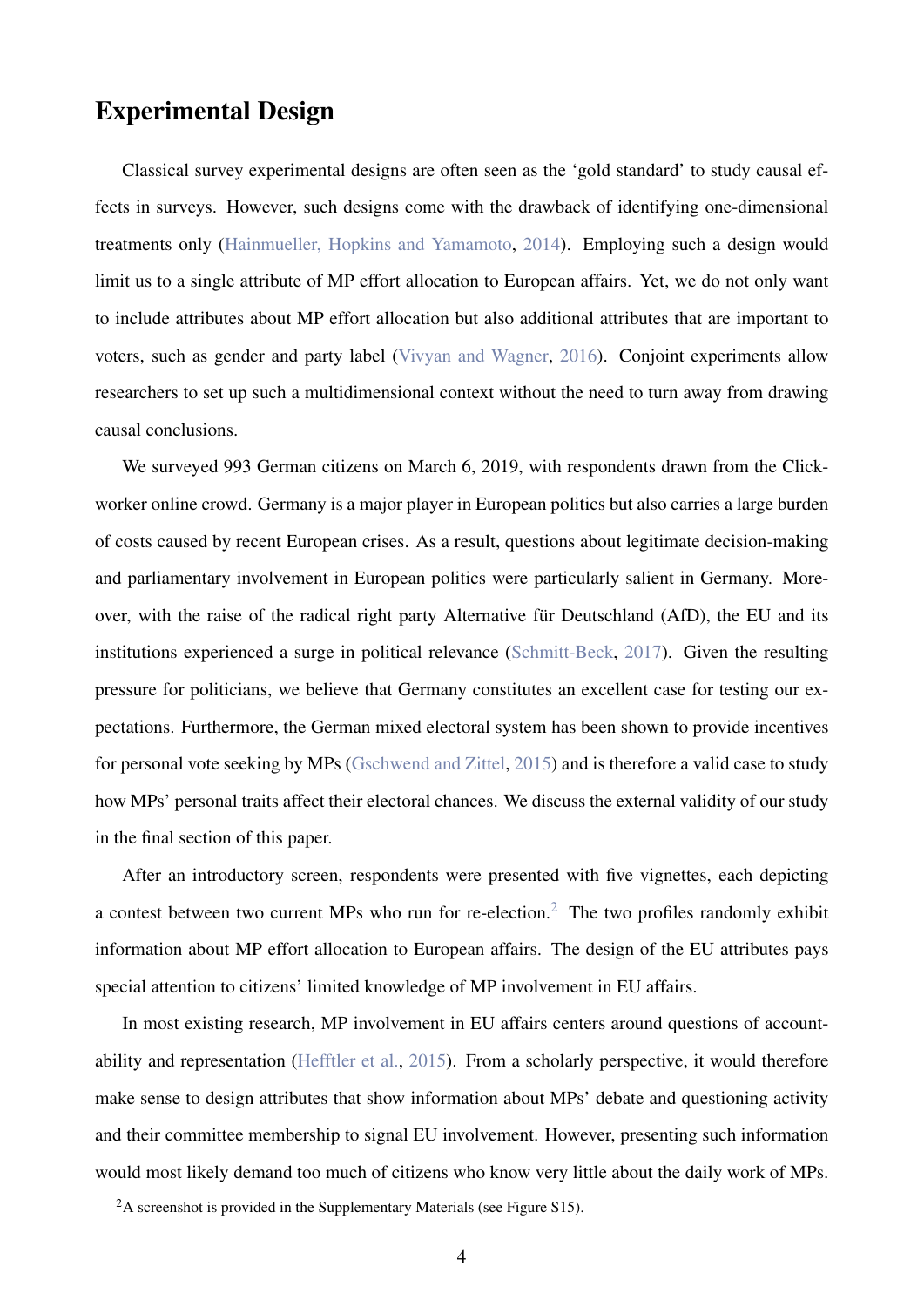## Experimental Design

Classical survey experimental designs are often seen as the 'gold standard' to study causal effects in surveys. However, such designs come with the drawback of identifying one-dimensional treatments only (Hainmueller, Hopkins and Yamamoto, 2014). Employing such a design would limit us to a single attribute of MP effort allocation to European affairs. Yet, we do not only want to include attributes about MP effort allocation but also additional attributes that are important to voters, such as gender and party label (Vivyan and Wagner, 2016). Conjoint experiments allow researchers to set up such a multidimensional context without the need to turn away from drawing causal conclusions.

We surveyed 993 German citizens on March 6, 2019, with respondents drawn from the Clickworker online crowd. Germany is a major player in European politics but also carries a large burden of costs caused by recent European crises. As a result, questions about legitimate decision-making and parliamentary involvement in European politics were particularly salient in Germany. Moreover, with the raise of the radical right party Alternative für Deutschland (AfD), the EU and its institutions experienced a surge in political relevance (Schmitt-Beck, 2017). Given the resulting pressure for politicians, we believe that Germany constitutes an excellent case for testing our expectations. Furthermore, the German mixed electoral system has been shown to provide incentives for personal vote seeking by MPs (Gschwend and Zittel, 2015) and is therefore a valid case to study how MPs' personal traits affect their electoral chances. We discuss the external validity of our study in the final section of this paper.

After an introductory screen, respondents were presented with five vignettes, each depicting a contest between two current MPs who run for re-election.[2] The two profiles randomly exhibit information about MP effort allocation to European affairs. The design of the EU attributes pays special attention to citizens' limited knowledge of MP involvement in EU affairs.

In most existing research, MP involvement in EU affairs centers around questions of accountability and representation (Hefftler et al., 2015). From a scholarly perspective, it would therefore make sense to design attributes that show information about MPs' debate and questioning activity and their committee membership to signal EU involvement. However, presenting such information would most likely demand too much of citizens who know very little about the daily work of MPs.

[2] A screenshot is provided in the Supplementary Materials (see Figure S15).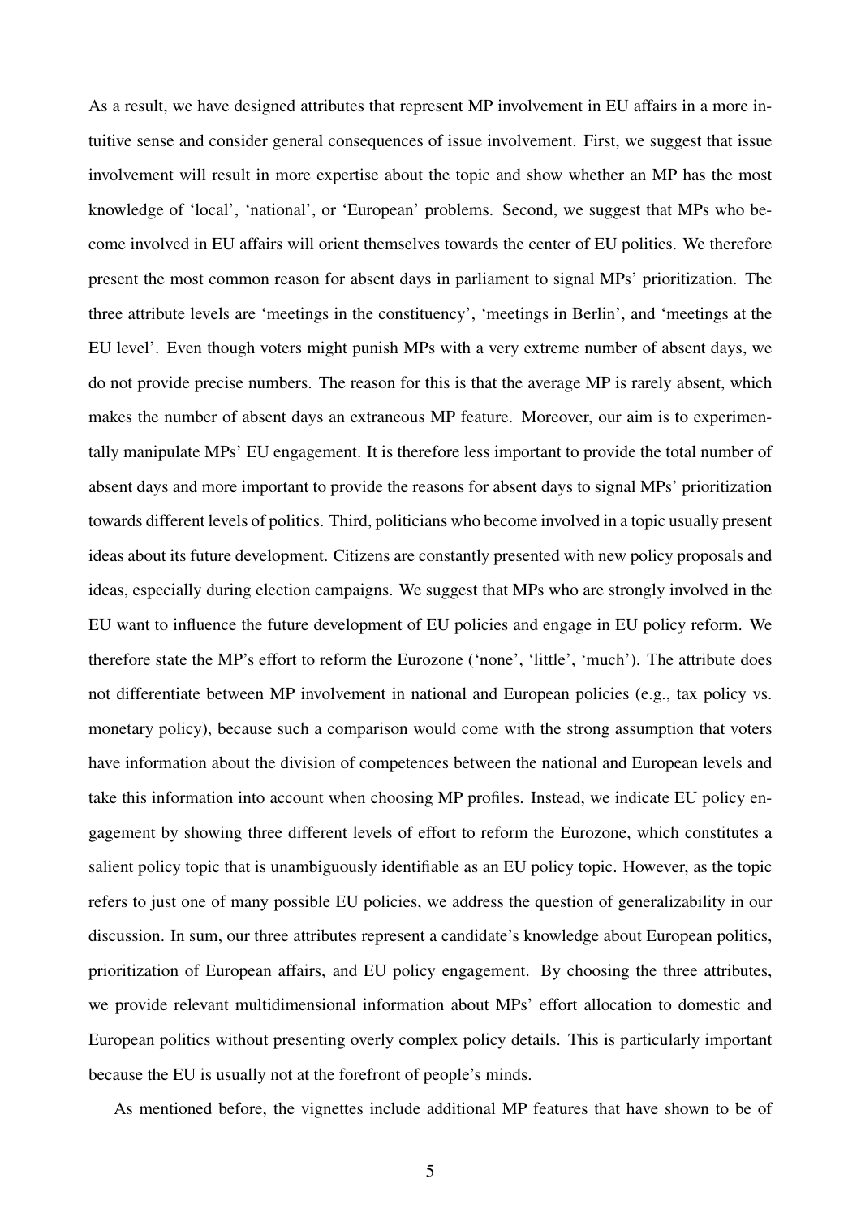As a result, we have designed attributes that represent MP involvement in EU affairs in a more intuitive sense and consider general consequences of issue involvement. First, we suggest that issue involvement will result in more expertise about the topic and show whether an MP has the most knowledge of 'local', 'national', or 'European' problems. Second, we suggest that MPs who become involved in EU affairs will orient themselves towards the center of EU politics. We therefore present the most common reason for absent days in parliament to signal MPs' prioritization. The three attribute levels are 'meetings in the constituency', 'meetings in Berlin', and 'meetings at the EU level'. Even though voters might punish MPs with a very extreme number of absent days, we do not provide precise numbers. The reason for this is that the average MP is rarely absent, which makes the number of absent days an extraneous MP feature. Moreover, our aim is to experimentally manipulate MPs' EU engagement. It is therefore less important to provide the total number of absent days and more important to provide the reasons for absent days to signal MPs' prioritization towards different levels of politics. Third, politicians who become involved in a topic usually present ideas about its future development. Citizens are constantly presented with new policy proposals and ideas, especially during election campaigns. We suggest that MPs who are strongly involved in the EU want to influence the future development of EU policies and engage in EU policy reform. We therefore state the MP's effort to reform the Eurozone ('none', 'little', 'much'). The attribute does not differentiate between MP involvement in national and European policies (e.g., tax policy vs. monetary policy), because such a comparison would come with the strong assumption that voters have information about the division of competences between the national and European levels and take this information into account when choosing MP profiles. Instead, we indicate EU policy engagement by showing three different levels of effort to reform the Eurozone, which constitutes a salient policy topic that is unambiguously identifiable as an EU policy topic. However, as the topic refers to just one of many possible EU policies, we address the question of generalizability in our discussion. In sum, our three attributes represent a candidate's knowledge about European politics, prioritization of European affairs, and EU policy engagement. By choosing the three attributes, we provide relevant multidimensional information about MPs' effort allocation to domestic and European politics without presenting overly complex policy details. This is particularly important because the EU is usually not at the forefront of people's minds.

As mentioned before, the vignettes include additional MP features that have shown to be of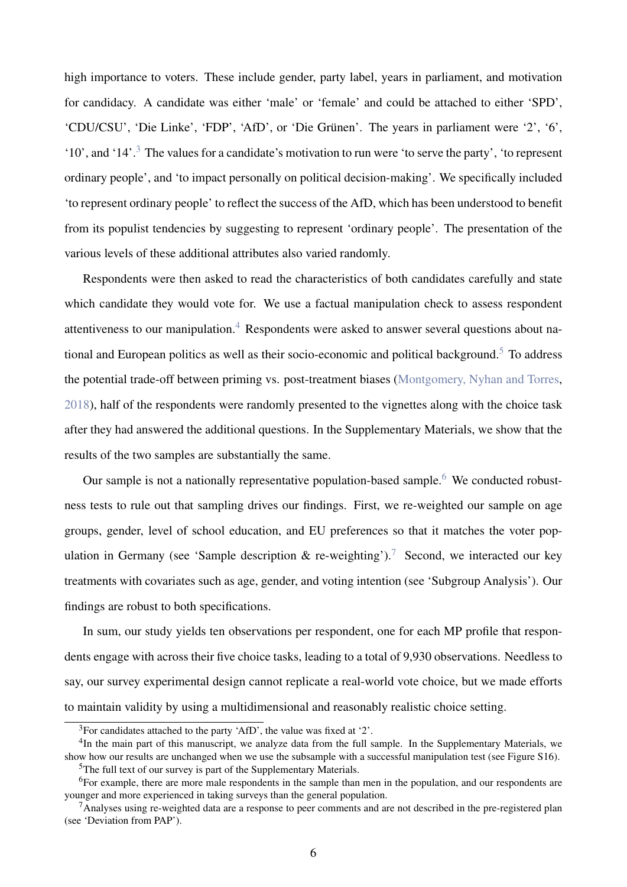high importance to voters. These include gender, party label, years in parliament, and motivation for candidacy. A candidate was either 'male' or 'female' and could be attached to either 'SPD', 'CDU/CSU', 'Die Linke', 'FDP', 'AfD', or 'Die Grünen'. The years in parliament were '2', '6', '10', and '14'.[3] The values for a candidate's motivation to run were 'to serve the party', 'to represent ordinary people', and 'to impact personally on political decision-making'. We specifically included 'to represent ordinary people' to reflect the success of the AfD, which has been understood to benefit from its populist tendencies by suggesting to represent 'ordinary people'. The presentation of the various levels of these additional attributes also varied randomly.

Respondents were then asked to read the characteristics of both candidates carefully and state which candidate they would vote for. We use a factual manipulation check to assess respondent attentiveness to our manipulation.[4] Respondents were asked to answer several questions about national and European politics as well as their socio-economic and political background.[5] To address the potential trade-off between priming vs. post-treatment biases (Montgomery, Nyhan and Torres, 2018), half of the respondents were randomly presented to the vignettes along with the choice task after they had answered the additional questions. In the Supplementary Materials, we show that the results of the two samples are substantially the same.

Our sample is not a nationally representative population-based sample.[6] We conducted robustness tests to rule out that sampling drives our findings. First, we re-weighted our sample on age groups, gender, level of school education, and EU preferences so that it matches the voter population in Germany (see 'Sample description & re-weighting').[7] Second, we interacted our key treatments with covariates such as age, gender, and voting intention (see 'Subgroup Analysis'). Our findings are robust to both specifications.

In sum, our study yields ten observations per respondent, one for each MP profile that respondents engage with across their five choice tasks, leading to a total of 9,930 observations. Needless to say, our survey experimental design cannot replicate a real-world vote choice, but we made efforts to maintain validity by using a multidimensional and reasonably realistic choice setting.

[3] For candidates attached to the party 'AfD', the value was fixed at '2'.

[4] In the main part of this manuscript, we analyze data from the full sample. In the Supplementary Materials, we show how our results are unchanged when we use the subsample with a successful manipulation test (see Figure S16).

[5] The full text of our survey is part of the Supplementary Materials.

[6] For example, there are more male respondents in the sample than men in the population, and our respondents are younger and more experienced in taking surveys than the general population.

[7] Analyses using re-weighted data are a response to peer comments and are not described in the pre-registered plan (see 'Deviation from PAP').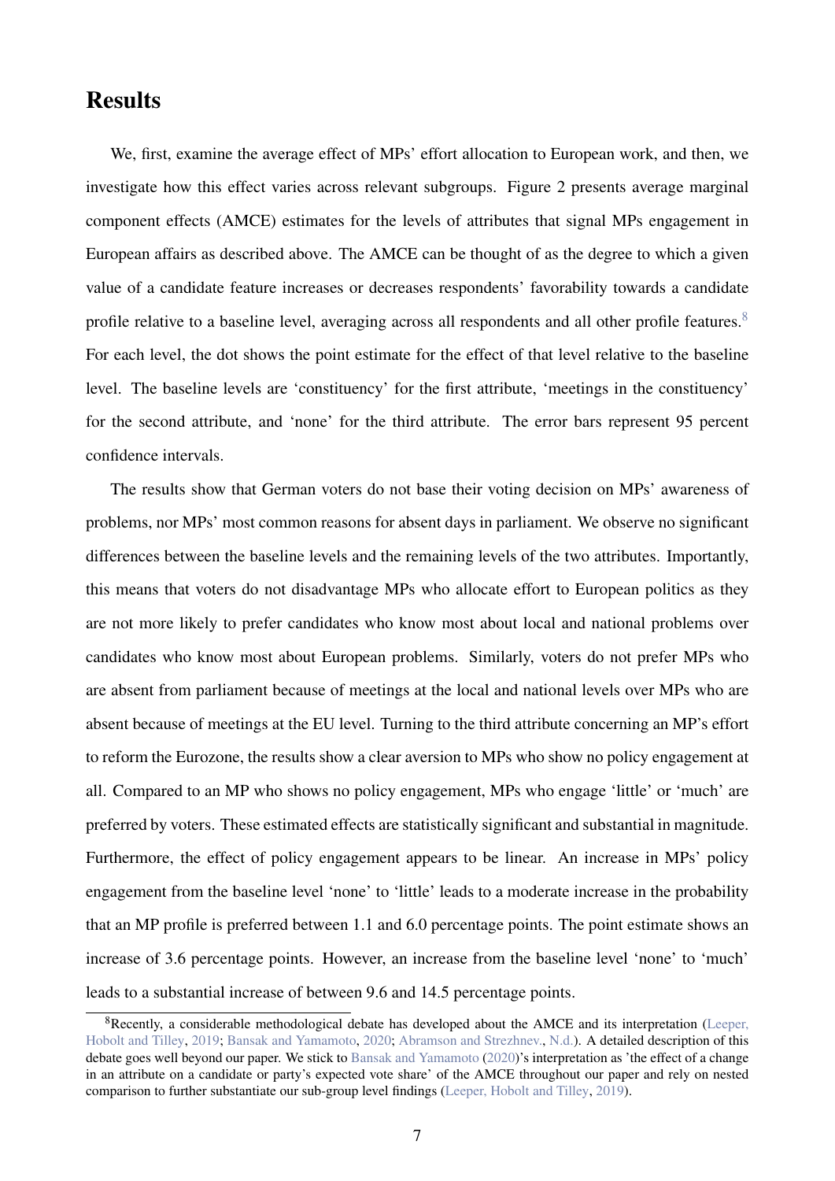## Results

We, first, examine the average effect of MPs' effort allocation to European work, and then, we investigate how this effect varies across relevant subgroups. Figure 2 presents average marginal component effects (AMCE) estimates for the levels of attributes that signal MPs engagement in European affairs as described above. The AMCE can be thought of as the degree to which a given value of a candidate feature increases or decreases respondents' favorability towards a candidate profile relative to a baseline level, averaging across all respondents and all other profile features.[8] For each level, the dot shows the point estimate for the effect of that level relative to the baseline level. The baseline levels are 'constituency' for the first attribute, 'meetings in the constituency' for the second attribute, and 'none' for the third attribute. The error bars represent 95 percent confidence intervals.

The results show that German voters do not base their voting decision on MPs' awareness of problems, nor MPs' most common reasons for absent days in parliament. We observe no significant differences between the baseline levels and the remaining levels of the two attributes. Importantly, this means that voters do not disadvantage MPs who allocate effort to European politics as they are not more likely to prefer candidates who know most about local and national problems over candidates who know most about European problems. Similarly, voters do not prefer MPs who are absent from parliament because of meetings at the local and national levels over MPs who are absent because of meetings at the EU level. Turning to the third attribute concerning an MP's effort to reform the Eurozone, the results show a clear aversion to MPs who show no policy engagement at all. Compared to an MP who shows no policy engagement, MPs who engage 'little' or 'much' are preferred by voters. These estimated effects are statistically significant and substantial in magnitude. Furthermore, the effect of policy engagement appears to be linear. An increase in MPs' policy engagement from the baseline level 'none' to 'little' leads to a moderate increase in the probability that an MP profile is preferred between 1.1 and 6.0 percentage points. The point estimate shows an increase of 3.6 percentage points. However, an increase from the baseline level 'none' to 'much' leads to a substantial increase of between 9.6 and 14.5 percentage points.

[8] Recently, a considerable methodological debate has developed about the AMCE and its interpretation (Leeper, Hobolt and Tilley, 2019; Bansak and Yamamoto, 2020; Abramson and Strezhnev., N.d.). A detailed description of this debate goes well beyond our paper. We stick to Bansak and Yamamoto (2020)'s interpretation as 'the effect of a change in an attribute on a candidate or party's expected vote share' of the AMCE throughout our paper and rely on nested comparison to further substantiate our sub-group level findings (Leeper, Hobolt and Tilley, 2019).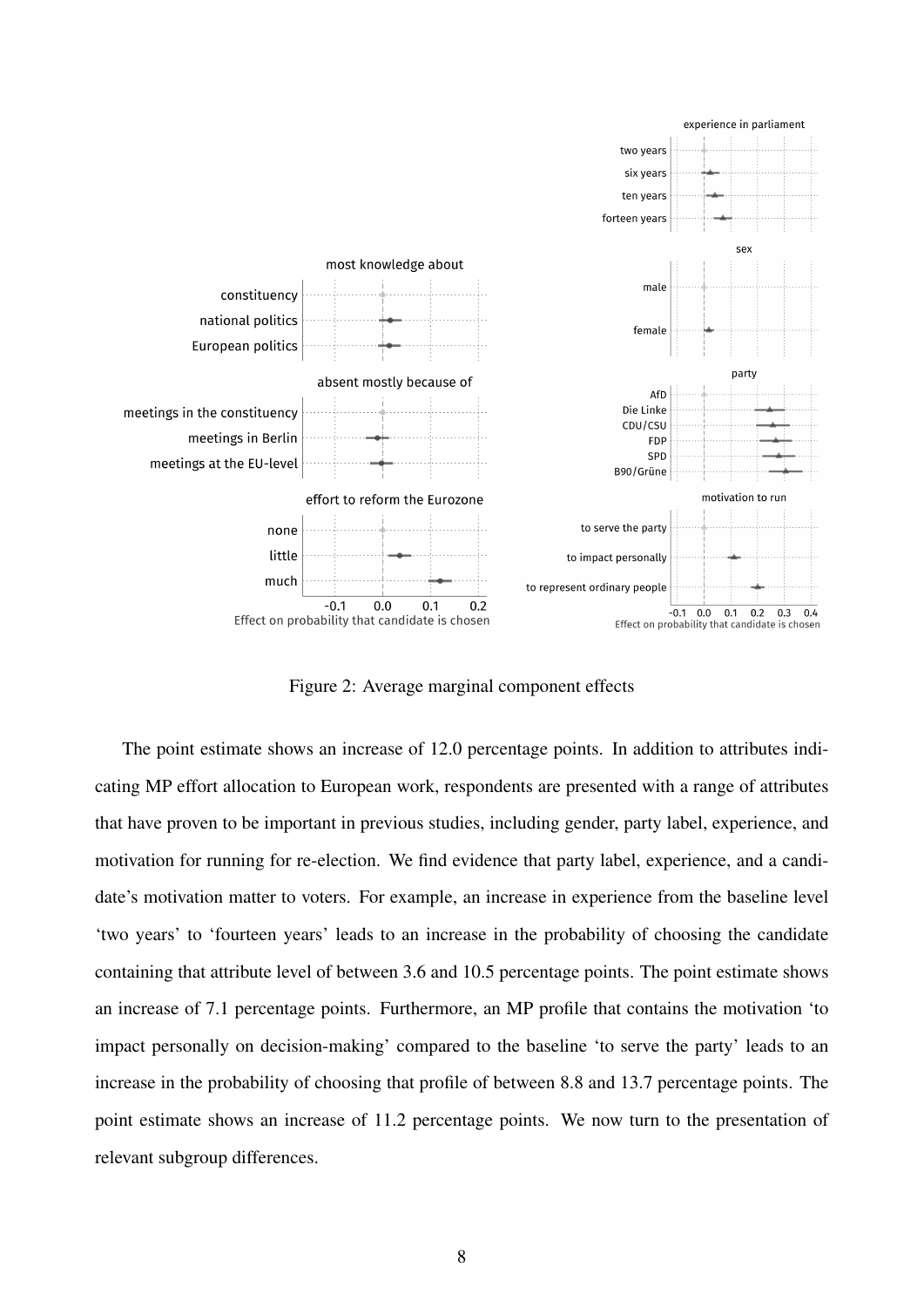Figure 2: Average marginal component effects

The point estimate shows an increase of 12.0 percentage points. In addition to attributes indicating MP effort allocation to European work, respondents are presented with a range of attributes that have proven to be important in previous studies, including gender, party label, experience, and motivation for running for re-election. We find evidence that party label, experience, and a candidate's motivation matter to voters. For example, an increase in experience from the baseline level 'two years' to 'fourteen years' leads to an increase in the probability of choosing the candidate containing that attribute level of between 3.6 and 10.5 percentage points. The point estimate shows an increase of 7.1 percentage points. Furthermore, an MP profile that contains the motivation 'to impact personally on decision-making' compared to the baseline 'to serve the party' leads to an increase in the probability of choosing that profile of between 8.8 and 13.7 percentage points. The point estimate shows an increase of 11.2 percentage points. We now turn to the presentation of relevant subgroup differences.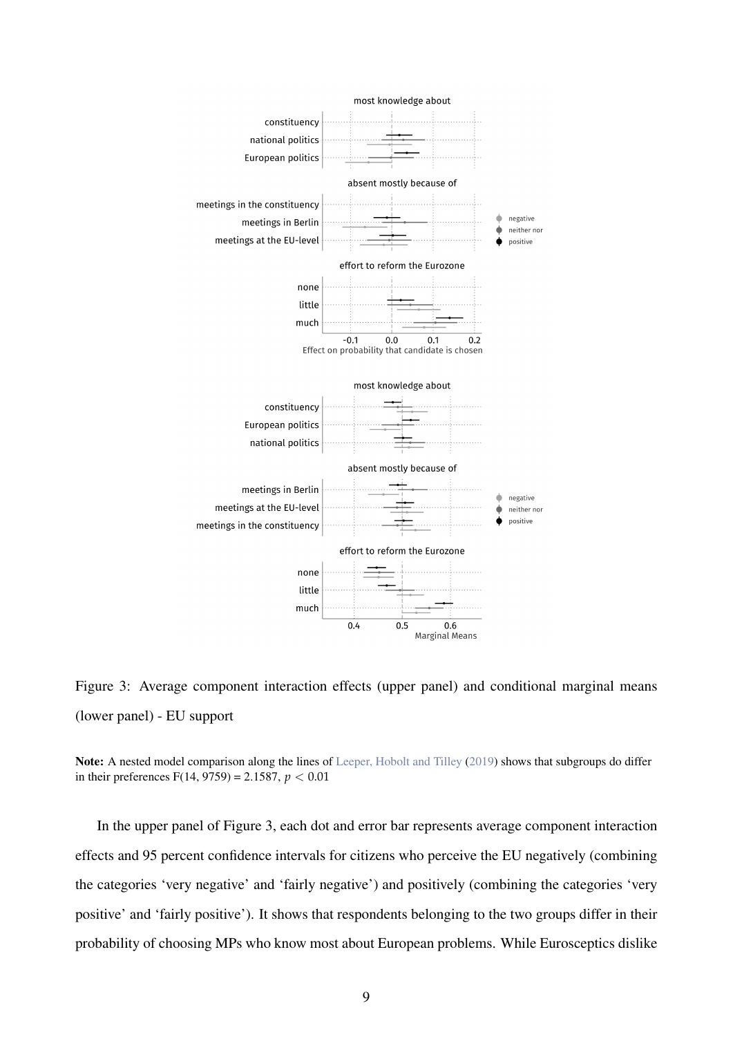Figure 3: Average component interaction effects (upper panel) and conditional marginal means (lower panel) - EU support

**Note:** A nested model comparison along the lines of Leeper, Hobolt and Tilley (2019) shows that subgroups do differ in their preferences F(14, 9759) = 2.1587, $p < 0.01$

In the upper panel of Figure 3, each dot and error bar represents average component interaction effects and 95 percent confidence intervals for citizens who perceive the EU negatively (combining the categories 'very negative' and 'fairly negative') and positively (combining the categories 'very positive' and 'fairly positive'). It shows that respondents belonging to the two groups differ in their probability of choosing MPs who know most about European problems. While Eurosceptics dislike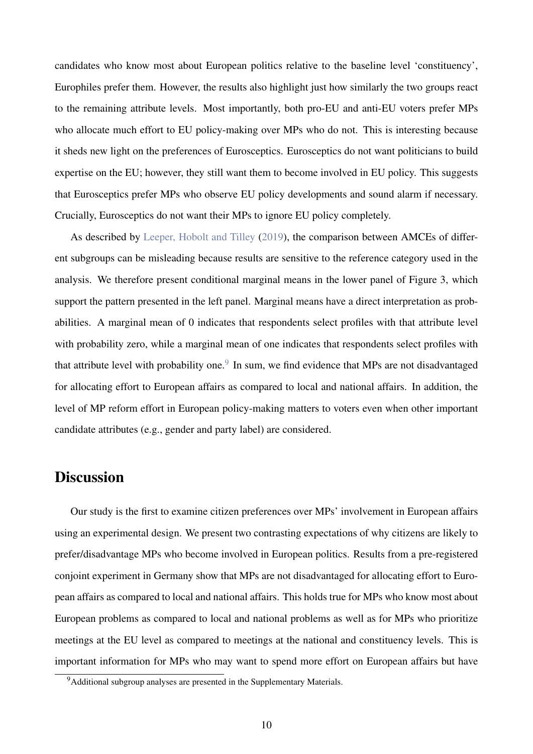candidates who know most about European politics relative to the baseline level 'constituency', Europhiles prefer them. However, the results also highlight just how similarly the two groups react to the remaining attribute levels. Most importantly, both pro-EU and anti-EU voters prefer MPs who allocate much effort to EU policy-making over MPs who do not. This is interesting because it sheds new light on the preferences of Eurosceptics. Eurosceptics do not want politicians to build expertise on the EU; however, they still want them to become involved in EU policy. This suggests that Eurosceptics prefer MPs who observe EU policy developments and sound alarm if necessary. Crucially, Eurosceptics do not want their MPs to ignore EU policy completely.

As described by Leeper, Hobolt and Tilley (2019), the comparison between AMCEs of different subgroups can be misleading because results are sensitive to the reference category used in the analysis. We therefore present conditional marginal means in the lower panel of Figure 3, which support the pattern presented in the left panel. Marginal means have a direct interpretation as probabilities. A marginal mean of 0 indicates that respondents select profiles with that attribute level with probability zero, while a marginal mean of one indicates that respondents select profiles with that attribute level with probability one.[9] In sum, we find evidence that MPs are not disadvantaged for allocating effort to European affairs as compared to local and national affairs. In addition, the level of MP reform effort in European policy-making matters to voters even when other important candidate attributes (e.g., gender and party label) are considered.

## Discussion

Our study is the first to examine citizen preferences over MPs' involvement in European affairs using an experimental design. We present two contrasting expectations of why citizens are likely to prefer/disadvantage MPs who become involved in European politics. Results from a pre-registered conjoint experiment in Germany show that MPs are not disadvantaged for allocating effort to European affairs as compared to local and national affairs. This holds true for MPs who know most about European problems as compared to local and national problems as well as for MPs who prioritize meetings at the EU level as compared to meetings at the national and constituency levels. This is important information for MPs who may want to spend more effort on European affairs but have

[9] Additional subgroup analyses are presented in the Supplementary Materials.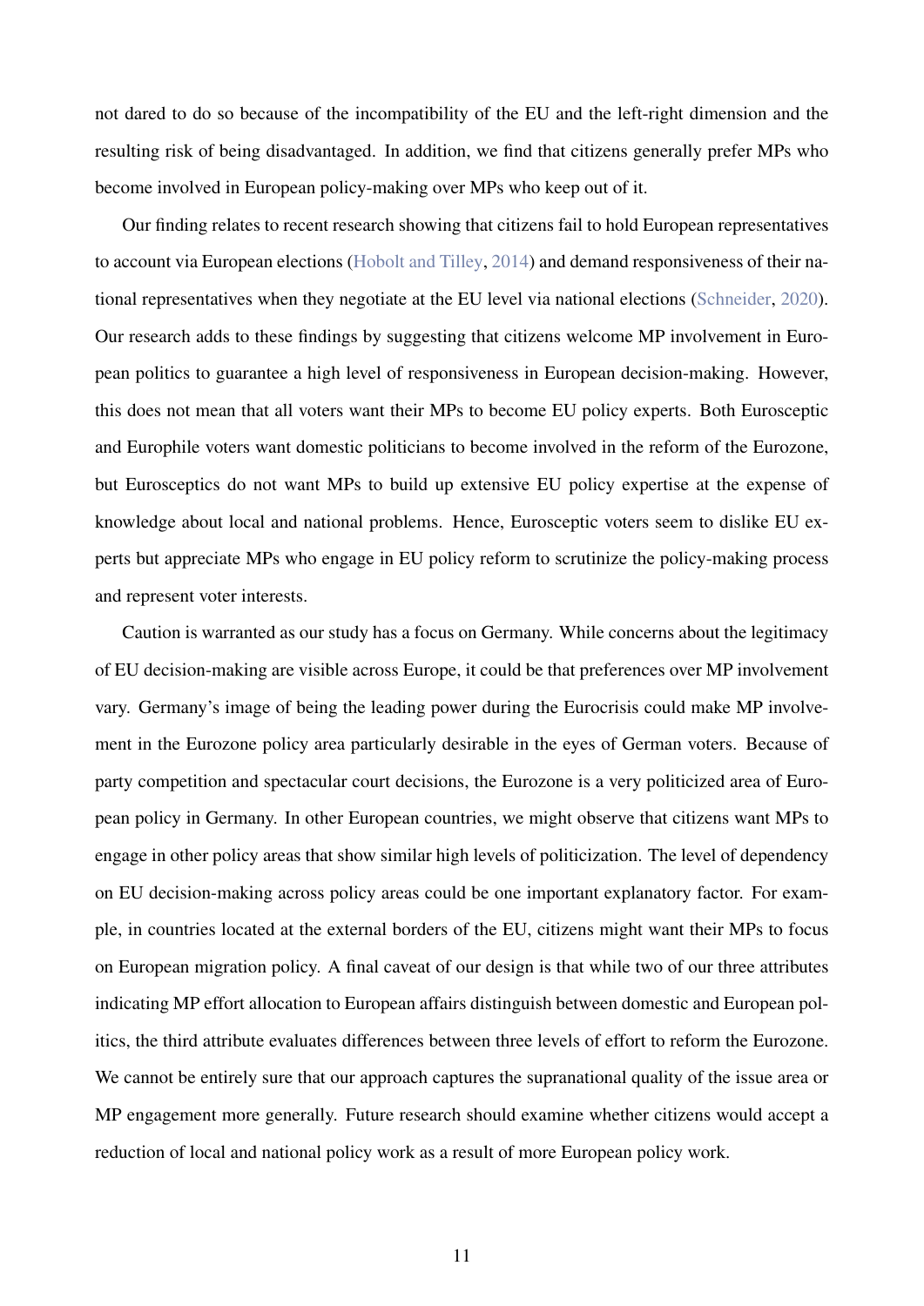not dared to do so because of the incompatibility of the EU and the left-right dimension and the resulting risk of being disadvantaged. In addition, we find that citizens generally prefer MPs who become involved in European policy-making over MPs who keep out of it.

Our finding relates to recent research showing that citizens fail to hold European representatives to account via European elections (Hobolt and Tilley, 2014) and demand responsiveness of their national representatives when they negotiate at the EU level via national elections (Schneider, 2020). Our research adds to these findings by suggesting that citizens welcome MP involvement in European politics to guarantee a high level of responsiveness in European decision-making. However, this does not mean that all voters want their MPs to become EU policy experts. Both Eurosceptic and Europhile voters want domestic politicians to become involved in the reform of the Eurozone, but Eurosceptics do not want MPs to build up extensive EU policy expertise at the expense of knowledge about local and national problems. Hence, Eurosceptic voters seem to dislike EU experts but appreciate MPs who engage in EU policy reform to scrutinize the policy-making process and represent voter interests.

Caution is warranted as our study has a focus on Germany. While concerns about the legitimacy of EU decision-making are visible across Europe, it could be that preferences over MP involvement vary. Germany's image of being the leading power during the Eurocrisis could make MP involvement in the Eurozone policy area particularly desirable in the eyes of German voters. Because of party competition and spectacular court decisions, the Eurozone is a very politicized area of European policy in Germany. In other European countries, we might observe that citizens want MPs to engage in other policy areas that show similar high levels of politicization. The level of dependency on EU decision-making across policy areas could be one important explanatory factor. For example, in countries located at the external borders of the EU, citizens might want their MPs to focus on European migration policy. A final caveat of our design is that while two of our three attributes indicating MP effort allocation to European affairs distinguish between domestic and European politics, the third attribute evaluates differences between three levels of effort to reform the Eurozone. We cannot be entirely sure that our approach captures the supranational quality of the issue area or MP engagement more generally. Future research should examine whether citizens would accept a reduction of local and national policy work as a result of more European policy work.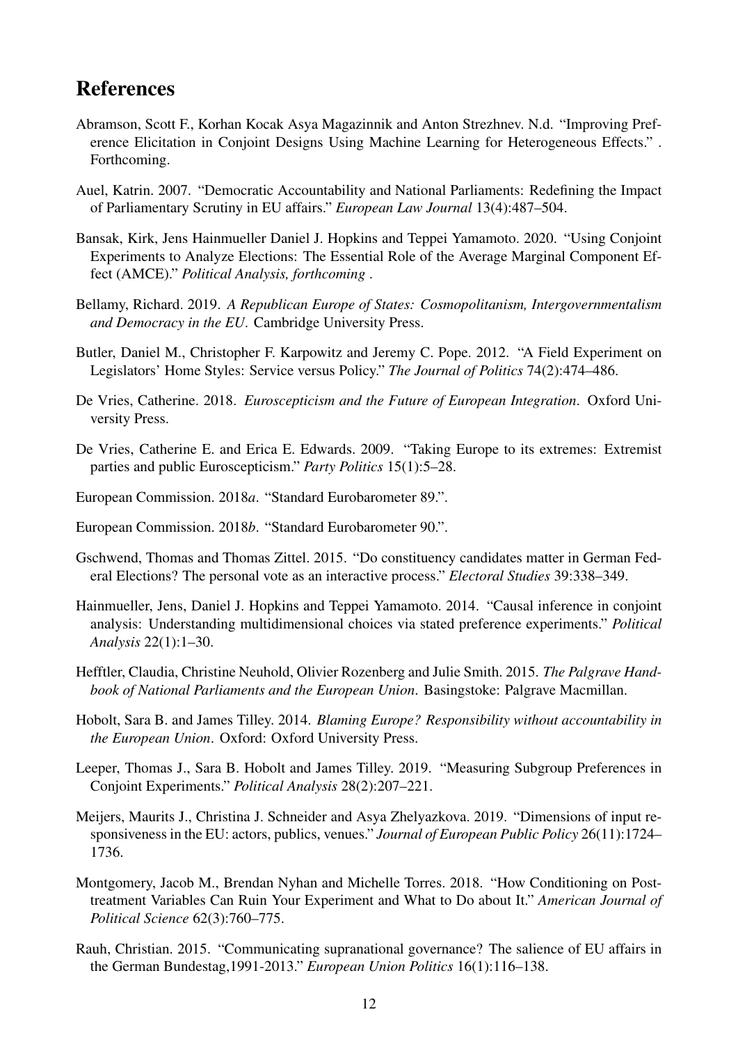# References

Abramson, Scott F., Korhan Kocak Asya Magazinnik and Anton Strezhnev. N.d. "Improving Preference Elicitation in Conjoint Designs Using Machine Learning for Heterogeneous Effects." . Forthcoming.

Auel, Katrin. 2007. "Democratic Accountability and National Parliaments: Redefining the Impact of Parliamentary Scrutiny in EU affairs." *European Law Journal* 13(4):487–504.

Bansak, Kirk, Jens Hainmueller Daniel J. Hopkins and Teppei Yamamoto. 2020. "Using Conjoint Experiments to Analyze Elections: The Essential Role of the Average Marginal Component Effect (AMCE)." *Political Analysis, forthcoming* .

Bellamy, Richard. 2019. *A Republican Europe of States: Cosmopolitanism, Intergovernmentalism and Democracy in the EU*. Cambridge University Press.

Butler, Daniel M., Christopher F. Karpowitz and Jeremy C. Pope. 2012. "A Field Experiment on Legislators' Home Styles: Service versus Policy." *The Journal of Politics* 74(2):474–486.

De Vries, Catherine. 2018. *Euroscepticism and the Future of European Integration*. Oxford University Press.

De Vries, Catherine E. and Erica E. Edwards. 2009. "Taking Europe to its extremes: Extremist parties and public Euroscepticism." *Party Politics* 15(1):5–28.

European Commission. 2018*a*. "Standard Eurobarometer 89.".

European Commission. 2018*b*. "Standard Eurobarometer 90.".

Gschwend, Thomas and Thomas Zittel. 2015. "Do constituency candidates matter in German Federal Elections? The personal vote as an interactive process." *Electoral Studies* 39:338–349.

Hainmueller, Jens, Daniel J. Hopkins and Teppei Yamamoto. 2014. "Causal inference in conjoint analysis: Understanding multidimensional choices via stated preference experiments." *Political Analysis* 22(1):1–30.

Hefftler, Claudia, Christine Neuhold, Olivier Rozenberg and Julie Smith. 2015. *The Palgrave Handbook of National Parliaments and the European Union*. Basingstoke: Palgrave Macmillan.

Hobolt, Sara B. and James Tilley. 2014. *Blaming Europe? Responsibility without accountability in the European Union*. Oxford: Oxford University Press.

Leeper, Thomas J., Sara B. Hobolt and James Tilley. 2019. "Measuring Subgroup Preferences in Conjoint Experiments." *Political Analysis* 28(2):207–221.

Meijers, Maurits J., Christina J. Schneider and Asya Zhelyazkova. 2019. "Dimensions of input responsiveness in the EU: actors, publics, venues." *Journal of European Public Policy* 26(11):1724–1736.

Montgomery, Jacob M., Brendan Nyhan and Michelle Torres. 2018. "How Conditioning on Post-treatment Variables Can Ruin Your Experiment and What to Do about It." *American Journal of Political Science* 62(3):760–775.

Rauh, Christian. 2015. "Communicating supranational governance? The salience of EU affairs in the German Bundestag,1991-2013." *European Union Politics* 16(1):116–138.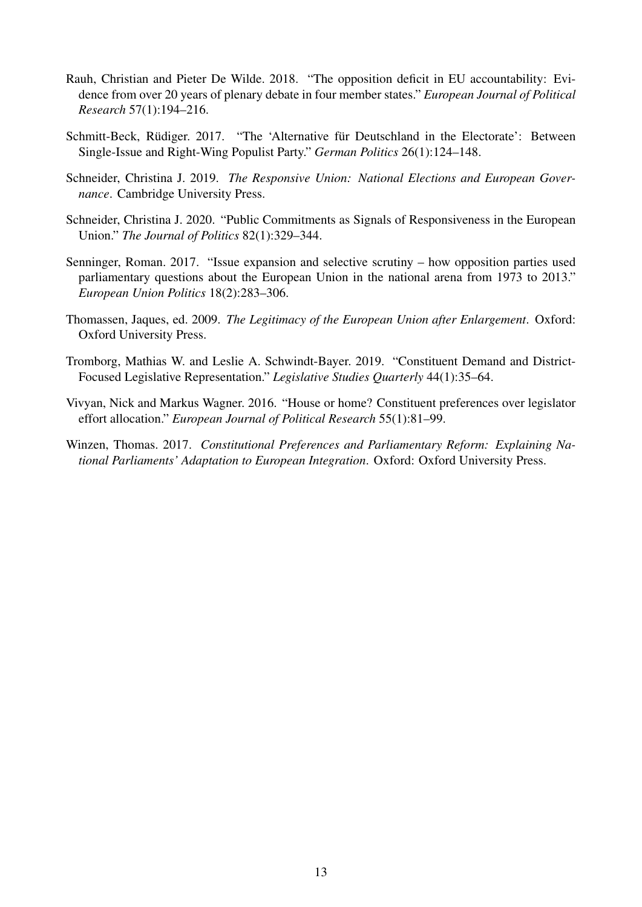Rauh, Christian and Pieter De Wilde. 2018. "The opposition deficit in EU accountability: Evidence from over 20 years of plenary debate in four member states." *European Journal of Political Research* 57(1):194–216.

Schmitt-Beck, Rüdiger. 2017. "The 'Alternative für Deutschland in the Electorate': Between Single-Issue and Right-Wing Populist Party." *German Politics* 26(1):124–148.

Schneider, Christina J. 2019. *The Responsive Union: National Elections and European Governance*. Cambridge University Press.

Schneider, Christina J. 2020. "Public Commitments as Signals of Responsiveness in the European Union." *The Journal of Politics* 82(1):329–344.

Senninger, Roman. 2017. "Issue expansion and selective scrutiny – how opposition parties used parliamentary questions about the European Union in the national arena from 1973 to 2013." *European Union Politics* 18(2):283–306.

Thomassen, Jaques, ed. 2009. *The Legitimacy of the European Union after Enlargement*. Oxford: Oxford University Press.

Tromborg, Mathias W. and Leslie A. Schwindt-Bayer. 2019. "Constituent Demand and District-Focused Legislative Representation." *Legislative Studies Quarterly* 44(1):35–64.

Vivyan, Nick and Markus Wagner. 2016. "House or home? Constituent preferences over legislator effort allocation." *European Journal of Political Research* 55(1):81–99.

Winzen, Thomas. 2017. *Constitutional Preferences and Parliamentary Reform: Explaining National Parliaments' Adaptation to European Integration*. Oxford: Oxford University Press.